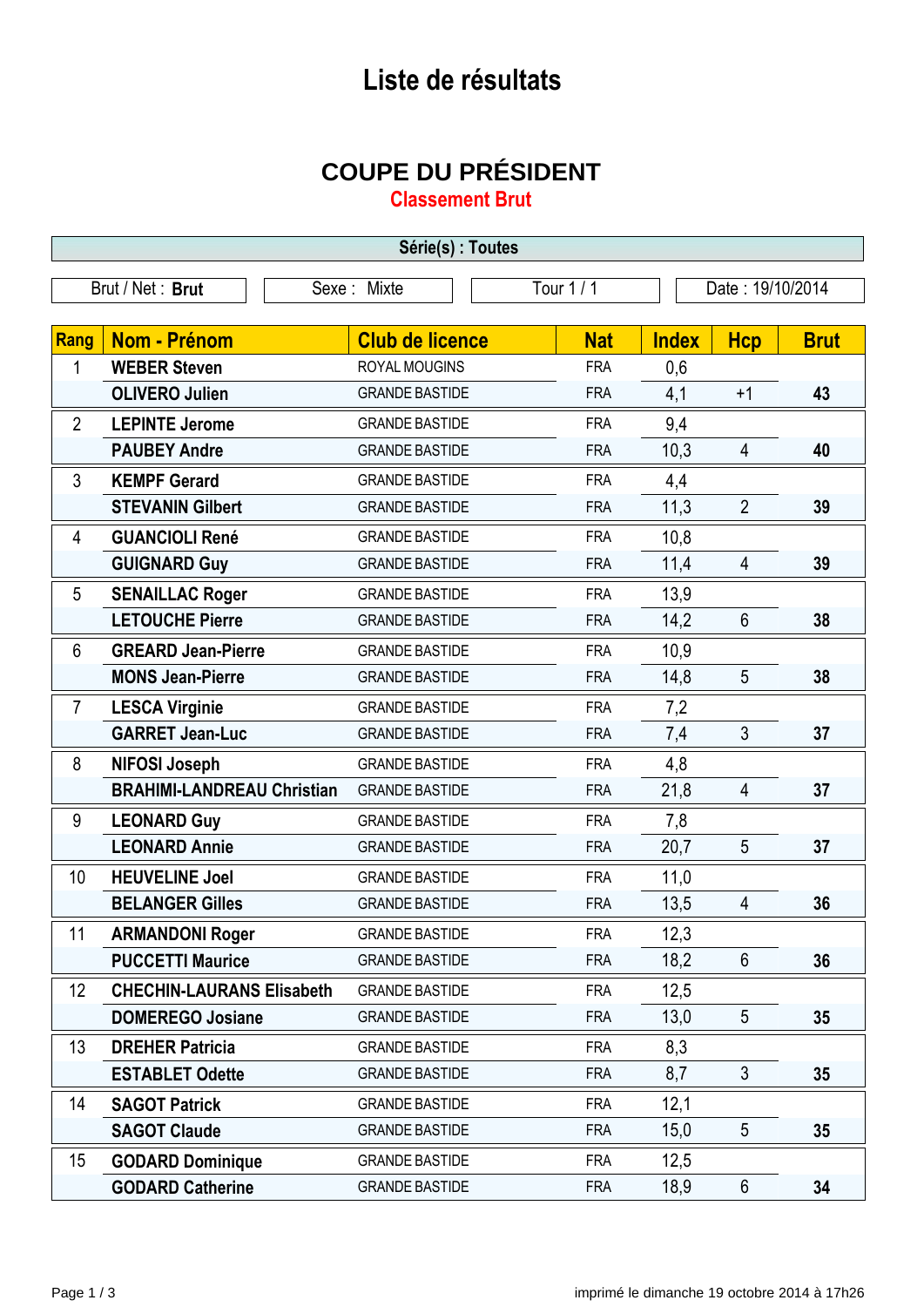# Liste de résultats

## COUPE DU PRÉSIDENT

### Classement Brut

**Série(s) : Toutes**

| Brut / Net : **Brut** | Sexe : Mixte | Tour 1 / 1 | Date : 19/10/2014 |
|---|---|---|---|

| Rang | Nom - Prénom | Club de licence | Nat | Index | Hcp | Brut |
|---|---|---|---|---|---|---|
| 1 | **WEBER Steven** | ROYAL MOUGINS | FRA | 0,6 | | |
| | **OLIVERO Julien** | GRANDE BASTIDE | FRA | 4,1 | +1 | **43** |
| 2 | **LEPINTE Jerome** | GRANDE BASTIDE | FRA | 9,4 | | |
| | **PAUBEY Andre** | GRANDE BASTIDE | FRA | 10,3 | 4 | **40** |
| 3 | **KEMPF Gerard** | GRANDE BASTIDE | FRA | 4,4 | | |
| | **STEVANIN Gilbert** | GRANDE BASTIDE | FRA | 11,3 | 2 | **39** |
| 4 | **GUANCIOLI René** | GRANDE BASTIDE | FRA | 10,8 | | |
| | **GUIGNARD Guy** | GRANDE BASTIDE | FRA | 11,4 | 4 | **39** |
| 5 | **SENAILLAC Roger** | GRANDE BASTIDE | FRA | 13,9 | | |
| | **LETOUCHE Pierre** | GRANDE BASTIDE | FRA | 14,2 | 6 | **38** |
| 6 | **GREARD Jean-Pierre** | GRANDE BASTIDE | FRA | 10,9 | | |
| | **MONS Jean-Pierre** | GRANDE BASTIDE | FRA | 14,8 | 5 | **38** |
| 7 | **LESCA Virginie** | GRANDE BASTIDE | FRA | 7,2 | | |
| | **GARRET Jean-Luc** | GRANDE BASTIDE | FRA | 7,4 | 3 | **37** |
| 8 | **NIFOSI Joseph** | GRANDE BASTIDE | FRA | 4,8 | | |
| | **BRAHIMI-LANDREAU Christian** | GRANDE BASTIDE | FRA | 21,8 | 4 | **37** |
| 9 | **LEONARD Guy** | GRANDE BASTIDE | FRA | 7,8 | | |
| | **LEONARD Annie** | GRANDE BASTIDE | FRA | 20,7 | 5 | **37** |
| 10 | **HEUVELINE Joel** | GRANDE BASTIDE | FRA | 11,0 | | |
| | **BELANGER Gilles** | GRANDE BASTIDE | FRA | 13,5 | 4 | **36** |
| 11 | **ARMANDONI Roger** | GRANDE BASTIDE | FRA | 12,3 | | |
| | **PUCCETTI Maurice** | GRANDE BASTIDE | FRA | 18,2 | 6 | **36** |
| 12 | **CHECHIN-LAURANS Elisabeth** | GRANDE BASTIDE | FRA | 12,5 | | |
| | **DOMEREGO Josiane** | GRANDE BASTIDE | FRA | 13,0 | 5 | **35** |
| 13 | **DREHER Patricia** | GRANDE BASTIDE | FRA | 8,3 | | |
| | **ESTABLET Odette** | GRANDE BASTIDE | FRA | 8,7 | 3 | **35** |
| 14 | **SAGOT Patrick** | GRANDE BASTIDE | FRA | 12,1 | | |
| | **SAGOT Claude** | GRANDE BASTIDE | FRA | 15,0 | 5 | **35** |
| 15 | **GODARD Dominique** | GRANDE BASTIDE | FRA | 12,5 | | |
| | **GODARD Catherine** | GRANDE BASTIDE | FRA | 18,9 | 6 | **34** |

imprimé le dimanche 19 octobre 2014 à 17h26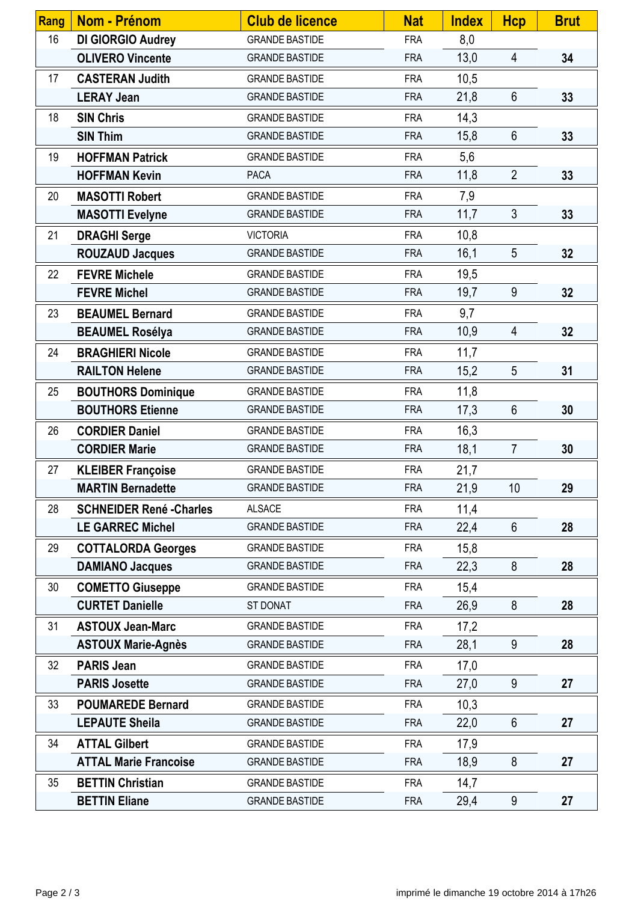| Rang | Nom - Prénom | Club de licence | Nat | Index | Hcp | Brut |
|---|---|---|---|---|---|---|
| 16 | **DI GIORGIO Audrey** | GRANDE BASTIDE | FRA | 8,0 | | |
| | **OLIVERO Vincente** | GRANDE BASTIDE | FRA | 13,0 | 4 | **34** |
| 17 | **CASTERAN Judith** | GRANDE BASTIDE | FRA | 10,5 | | |
| | **LERAY Jean** | GRANDE BASTIDE | FRA | 21,8 | 6 | **33** |
| 18 | **SIN Chris** | GRANDE BASTIDE | FRA | 14,3 | | |
| | **SIN Thim** | GRANDE BASTIDE | FRA | 15,8 | 6 | **33** |
| 19 | **HOFFMAN Patrick** | GRANDE BASTIDE | FRA | 5,6 | | |
| | **HOFFMAN Kevin** | PACA | FRA | 11,8 | 2 | **33** |
| 20 | **MASOTTI Robert** | GRANDE BASTIDE | FRA | 7,9 | | |
| | **MASOTTI Evelyne** | GRANDE BASTIDE | FRA | 11,7 | 3 | **33** |
| 21 | **DRAGHI Serge** | VICTORIA | FRA | 10,8 | | |
| | **ROUZAUD Jacques** | GRANDE BASTIDE | FRA | 16,1 | 5 | **32** |
| 22 | **FEVRE Michele** | GRANDE BASTIDE | FRA | 19,5 | | |
| | **FEVRE Michel** | GRANDE BASTIDE | FRA | 19,7 | 9 | **32** |
| 23 | **BEAUMEL Bernard** | GRANDE BASTIDE | FRA | 9,7 | | |
| | **BEAUMEL Rosélya** | GRANDE BASTIDE | FRA | 10,9 | 4 | **32** |
| 24 | **BRAGHIERI Nicole** | GRANDE BASTIDE | FRA | 11,7 | | |
| | **RAILTON Helene** | GRANDE BASTIDE | FRA | 15,2 | 5 | **31** |
| 25 | **BOUTHORS Dominique** | GRANDE BASTIDE | FRA | 11,8 | | |
| | **BOUTHORS Etienne** | GRANDE BASTIDE | FRA | 17,3 | 6 | **30** |
| 26 | **CORDIER Daniel** | GRANDE BASTIDE | FRA | 16,3 | | |
| | **CORDIER Marie** | GRANDE BASTIDE | FRA | 18,1 | 7 | **30** |
| 27 | **KLEIBER Françoise** | GRANDE BASTIDE | FRA | 21,7 | | |
| | **MARTIN Bernadette** | GRANDE BASTIDE | FRA | 21,9 | 10 | **29** |
| 28 | **SCHNEIDER René -Charles** | ALSACE | FRA | 11,4 | | |
| | **LE GARREC Michel** | GRANDE BASTIDE | FRA | 22,4 | 6 | **28** |
| 29 | **COTTALORDA Georges** | GRANDE BASTIDE | FRA | 15,8 | | |
| | **DAMIANO Jacques** | GRANDE BASTIDE | FRA | 22,3 | 8 | **28** |
| 30 | **COMETTO Giuseppe** | GRANDE BASTIDE | FRA | 15,4 | | |
| | **CURTET Danielle** | ST DONAT | FRA | 26,9 | 8 | **28** |
| 31 | **ASTOUX Jean-Marc** | GRANDE BASTIDE | FRA | 17,2 | | |
| | **ASTOUX Marie-Agnès** | GRANDE BASTIDE | FRA | 28,1 | 9 | **28** |
| 32 | **PARIS Jean** | GRANDE BASTIDE | FRA | 17,0 | | |
| | **PARIS Josette** | GRANDE BASTIDE | FRA | 27,0 | 9 | **27** |
| 33 | **POUMAREDE Bernard** | GRANDE BASTIDE | FRA | 10,3 | | |
| | **LEPAUTE Sheila** | GRANDE BASTIDE | FRA | 22,0 | 6 | **27** |
| 34 | **ATTAL Gilbert** | GRANDE BASTIDE | FRA | 17,9 | | |
| | **ATTAL Marie Francoise** | GRANDE BASTIDE | FRA | 18,9 | 8 | **27** |
| 35 | **BETTIN Christian** | GRANDE BASTIDE | FRA | 14,7 | | |
| | **BETTIN Eliane** | GRANDE BASTIDE | FRA | 29,4 | 9 | **27** |

imprimé le dimanche 19 octobre 2014 à 17h26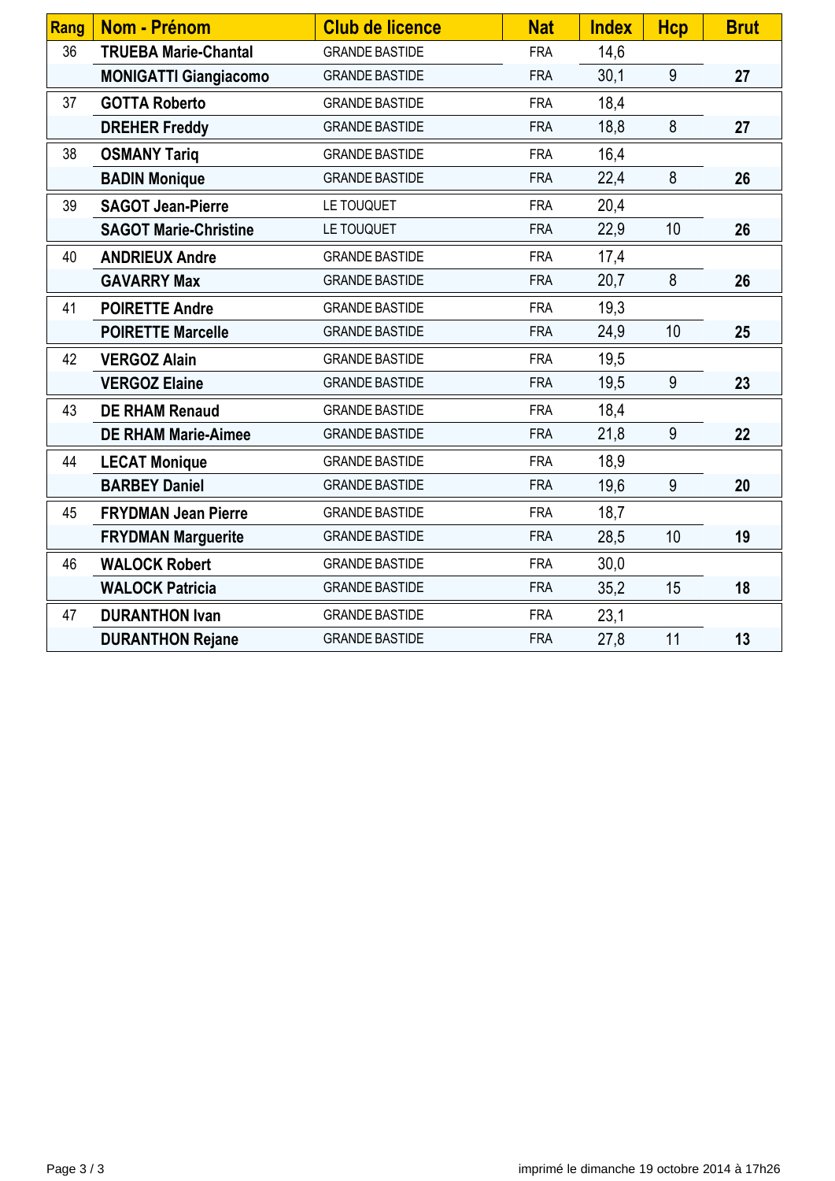| Rang | Nom - Prénom | Club de licence | Nat | Index | Hcp | Brut |
|---|---|---|---|---|---|---|
| 36 | **TRUEBA Marie-Chantal** | GRANDE BASTIDE | FRA | 14,6 | | |
| | **MONIGATTI Giangiacomo** | GRANDE BASTIDE | FRA | 30,1 | 9 | **27** |
| 37 | **GOTTA Roberto** | GRANDE BASTIDE | FRA | 18,4 | | |
| | **DREHER Freddy** | GRANDE BASTIDE | FRA | 18,8 | 8 | **27** |
| 38 | **OSMANY Tariq** | GRANDE BASTIDE | FRA | 16,4 | | |
| | **BADIN Monique** | GRANDE BASTIDE | FRA | 22,4 | 8 | **26** |
| 39 | **SAGOT Jean-Pierre** | LE TOUQUET | FRA | 20,4 | | |
| | **SAGOT Marie-Christine** | LE TOUQUET | FRA | 22,9 | 10 | **26** |
| 40 | **ANDRIEUX Andre** | GRANDE BASTIDE | FRA | 17,4 | | |
| | **GAVARRY Max** | GRANDE BASTIDE | FRA | 20,7 | 8 | **26** |
| 41 | **POIRETTE Andre** | GRANDE BASTIDE | FRA | 19,3 | | |
| | **POIRETTE Marcelle** | GRANDE BASTIDE | FRA | 24,9 | 10 | **25** |
| 42 | **VERGOZ Alain** | GRANDE BASTIDE | FRA | 19,5 | | |
| | **VERGOZ Elaine** | GRANDE BASTIDE | FRA | 19,5 | 9 | **23** |
| 43 | **DE RHAM Renaud** | GRANDE BASTIDE | FRA | 18,4 | | |
| | **DE RHAM Marie-Aimee** | GRANDE BASTIDE | FRA | 21,8 | 9 | **22** |
| 44 | **LECAT Monique** | GRANDE BASTIDE | FRA | 18,9 | | |
| | **BARBEY Daniel** | GRANDE BASTIDE | FRA | 19,6 | 9 | **20** |
| 45 | **FRYDMAN Jean Pierre** | GRANDE BASTIDE | FRA | 18,7 | | |
| | **FRYDMAN Marguerite** | GRANDE BASTIDE | FRA | 28,5 | 10 | **19** |
| 46 | **WALOCK Robert** | GRANDE BASTIDE | FRA | 30,0 | | |
| | **WALOCK Patricia** | GRANDE BASTIDE | FRA | 35,2 | 15 | **18** |
| 47 | **DURANTHON Ivan** | GRANDE BASTIDE | FRA | 23,1 | | |
| | **DURANTHON Rejane** | GRANDE BASTIDE | FRA | 27,8 | 11 | **13** |

imprimé le dimanche 19 octobre 2014 à 17h26